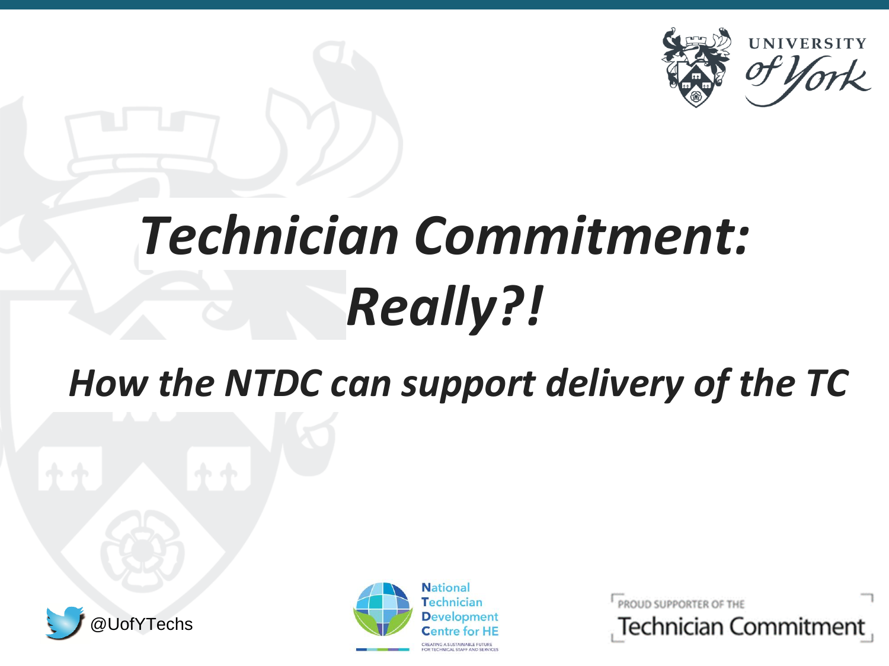UNIVERSITY *of York*

# *Technician Commitment: Really?!*

## *How the NTDC can support delivery of the TC*

@UofYTechs

**N**ational **T**echnician **D**evelopment **C**entre for HE

CREATING A SUSTAINABLE FUTURE FOR TECHNICAL STAFF AND SERVICES

PROUD SUPPORTER OF THE Technician Commitment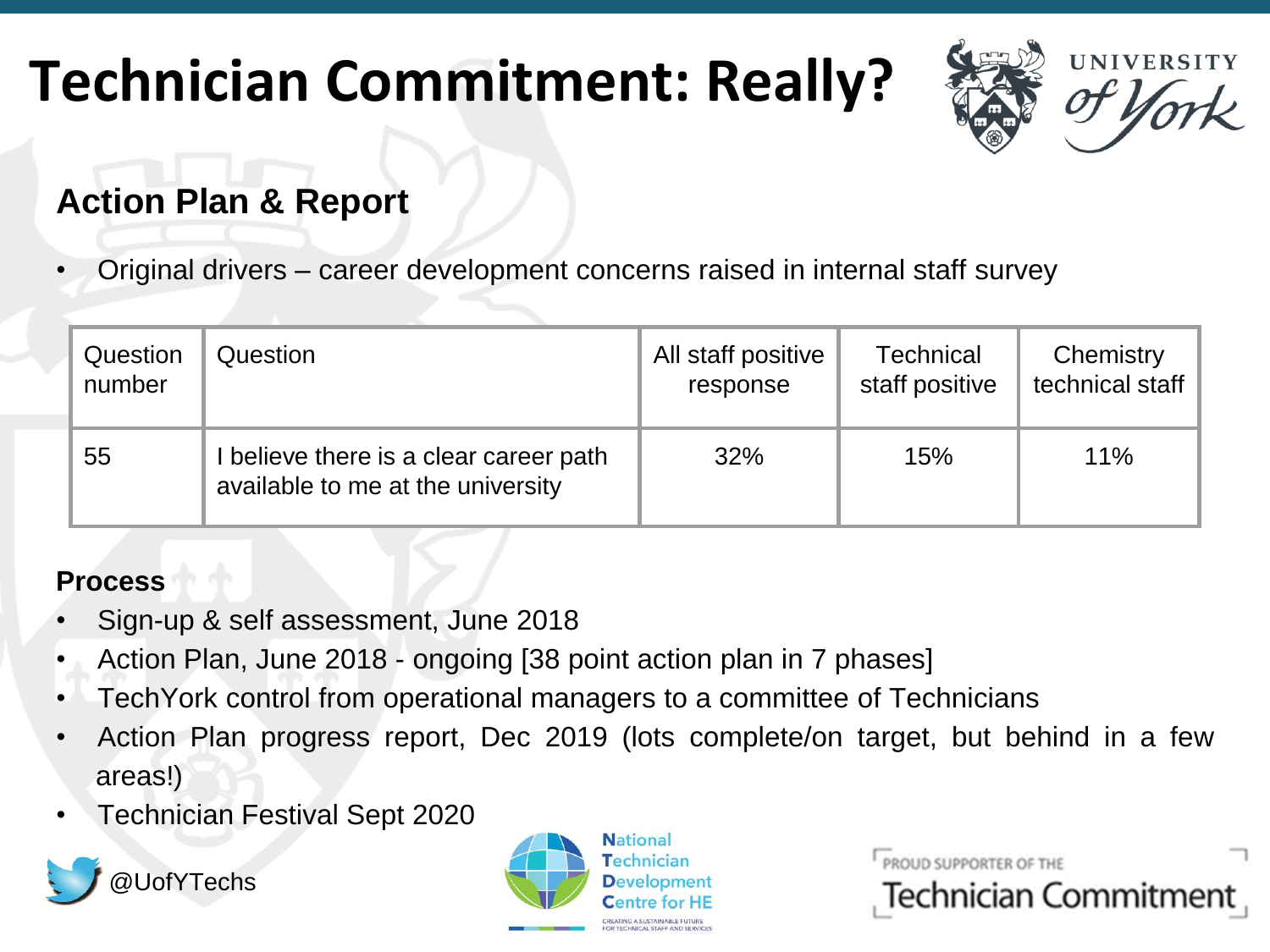# Technician Commitment: Really?

## Action Plan & Report

- Original drivers – career development concerns raised in internal staff survey

| Question number | Question | All staff positive response | Technical staff positive | Chemistry technical staff |
|---|---|---|---|---|
| 55 | I believe there is a clear career path available to me at the university | 32% | 15% | 11% |

**Process**

- Sign-up & self assessment, June 2018
- Action Plan, June 2018 - ongoing [38 point action plan in 7 phases]
- TechYork control from operational managers to a committee of Technicians
- Action Plan progress report, Dec 2019 (lots complete/on target, but behind in a few areas!)
- Technician Festival Sept 2020

@UofYTechs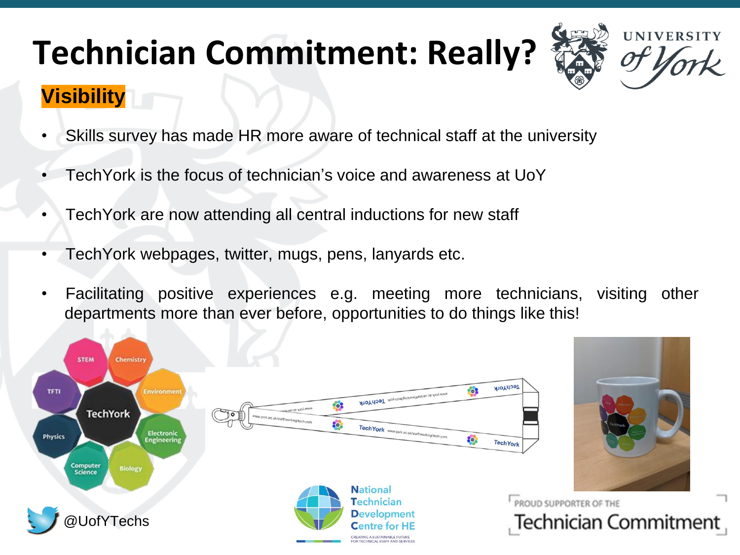# Technician Commitment: Really?

## Visibility

- Skills survey has made HR more aware of technical staff at the university
- TechYork is the focus of technician's voice and awareness at UoY
- TechYork are now attending all central inductions for new staff
- TechYork webpages, twitter, mugs, pens, lanyards etc.
- Facilitating positive experiences e.g. meeting more technicians, visiting other departments more than ever before, opportunities to do things like this!

@UofYTechs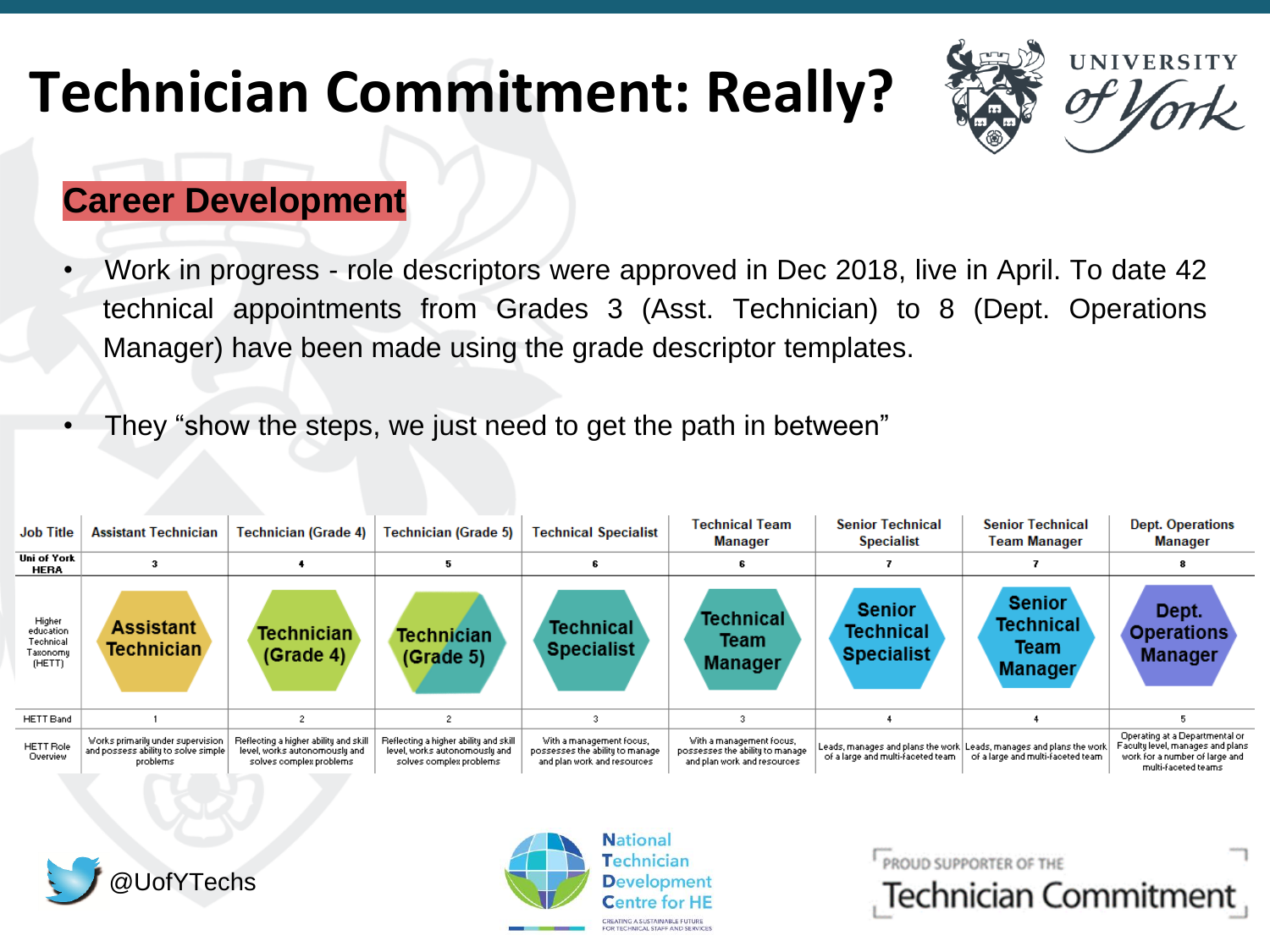# Technician Commitment: Really?

## Career Development

- Work in progress - role descriptors were approved in Dec 2018, live in April. To date 42 technical appointments from Grades 3 (Asst. Technician) to 8 (Dept. Operations Manager) have been made using the grade descriptor templates.
- They "show the steps, we just need to get the path in between"

| Job Title | Assistant Technician | Technician (Grade 4) | Technician (Grade 5) | Technical Specialist | Technical Team Manager | Senior Technical Specialist | Senior Technical Team Manager | Dept. Operations Manager |
|---|---|---|---|---|---|---|---|---|
| Uni of York HERA | 3 | 4 | 5 | 6 | 6 | 7 | 7 | 8 |
| Higher education Technical Taxonomy (HETT) | Assistant Technician | Technician (Grade 4) | Technician (Grade 5) | Technical Specialist | Technical Team Manager | Senior Technical Specialist | Senior Technical Team Manager | Dept. Operations Manager |
| HETT Band | 1 | 2 | 2 | 3 | 3 | 4 | 4 | 5 |
| HETT Role Overview | Works primarily under supervision and possess ability to solve simple problems | Reflecting a higher ability and skill level, works autonomously and solves complex problems | Reflecting a higher ability and skill level, works autonomously and solves complex problems | With a management focus, possesses the ability to manage and plan work and resources | With a management focus, possesses the ability to manage and plan work and resources | Leads, manages and plans the work of a large and multi-faceted team | Leads, manages and plans the work of a large and multi-faceted team | Operating at a Departmental or Faculty level, manages and plans work for a number of large and multi-faceted teams |

@UofYTechs

National Technician Development Centre for HE — Creating a sustainable future for technical staff and services

Proud supporter of the Technician Commitment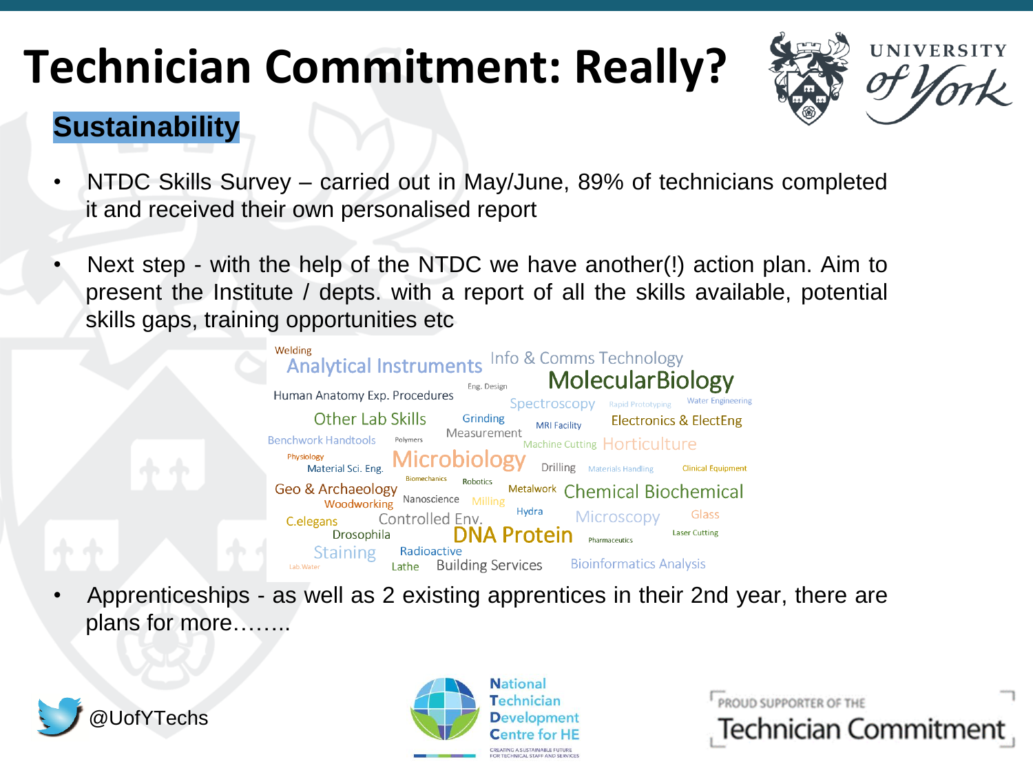# Technician Commitment: Really?

## Sustainability

- NTDC Skills Survey – carried out in May/June, 89% of technicians completed it and received their own personalised report
- Next step - with the help of the NTDC we have another(!) action plan. Aim to present the Institute / depts. with a report of all the skills available, potential skills gaps, training opportunities etc

Welding Analytical Instruments Info & Comms Technology Eng. Design MolecularBiology Human Anatomy Exp. Procedures Spectroscopy Rapid Prototyping Water Engineering Other Lab Skills Grinding MRI Facility Electronics & ElectEng Benchwork Handtools Polymers Measurement Machine Cutting Horticulture Physiology Material Sci. Eng. Microbiology Drilling Materials Handling Clinical Equipment Biomechanics Robotics Geo & Archaeology Metalwork Chemical Biochemical Woodworking Nanoscience Milling C.elegans Controlled Env. Hydra Microscopy Glass Drosophila DNA Protein Pharmaceutics Laser Cutting Staining Radioactive Lab Water Lathe Building Services Bioinformatics Analysis

- Apprenticeships - as well as 2 existing apprentices in their 2nd year, there are plans for more……..

@UofYTechs

National Technician Development Centre for HE

CREATING A SUSTAINABLE FUTURE FOR TECHNICAL STAFF AND SERVICES

PROUD SUPPORTER OF THE Technician Commitment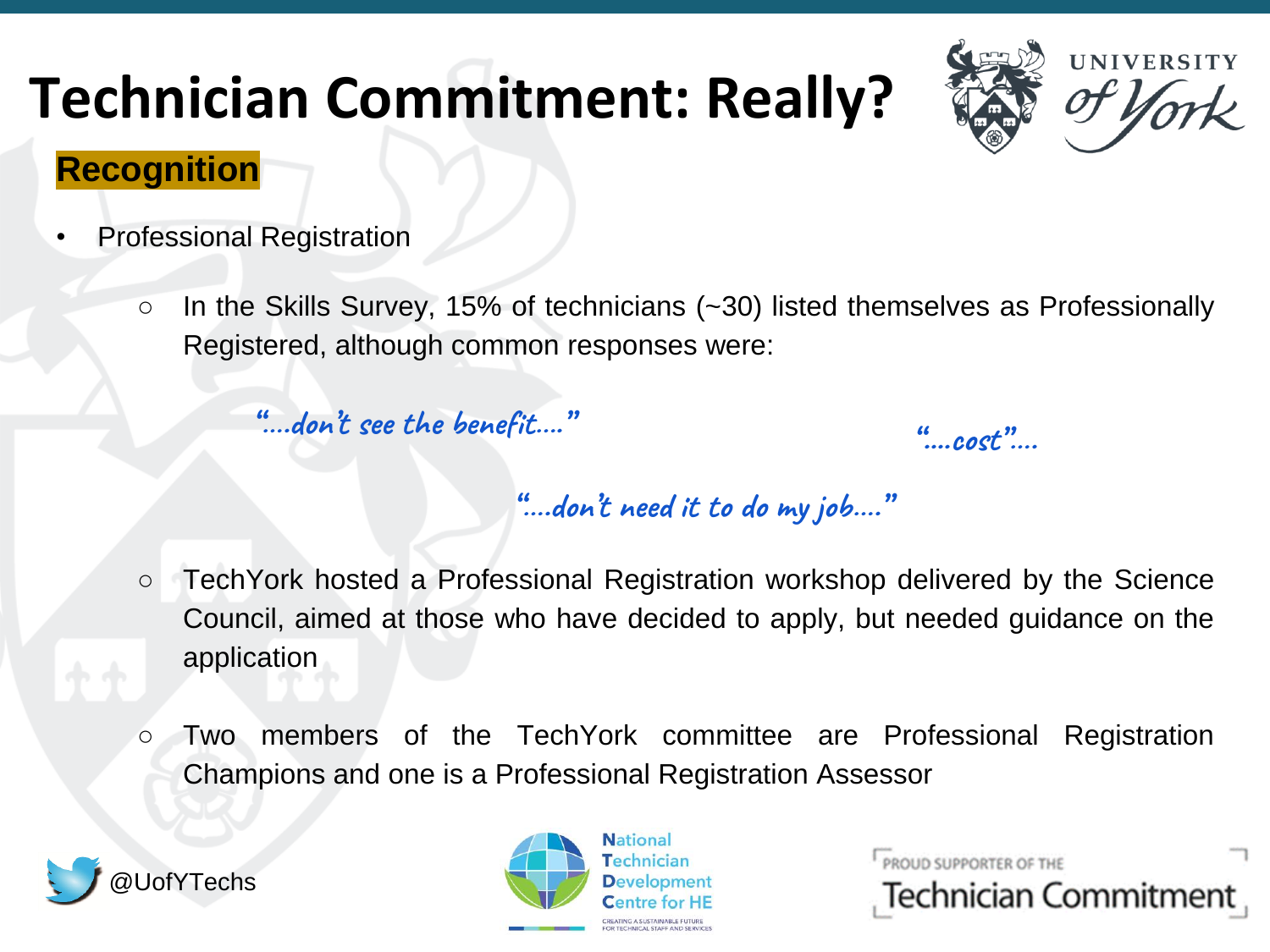# Technician Commitment: Really?

## Recognition

- Professional Registration
  - In the Skills Survey, 15% of technicians (~30) listed themselves as Professionally Registered, although common responses were:

    *"....don't see the benefit...."*

    *"....cost"....*

    *"....don't need it to do my job...."*

  - TechYork hosted a Professional Registration workshop delivered by the Science Council, aimed at those who have decided to apply, but needed guidance on the application
  - Two members of the TechYork committee are Professional Registration Champions and one is a Professional Registration Assessor

@UofYTechs

National Technician Development Centre for HE

PROUD SUPPORTER OF THE Technician Commitment